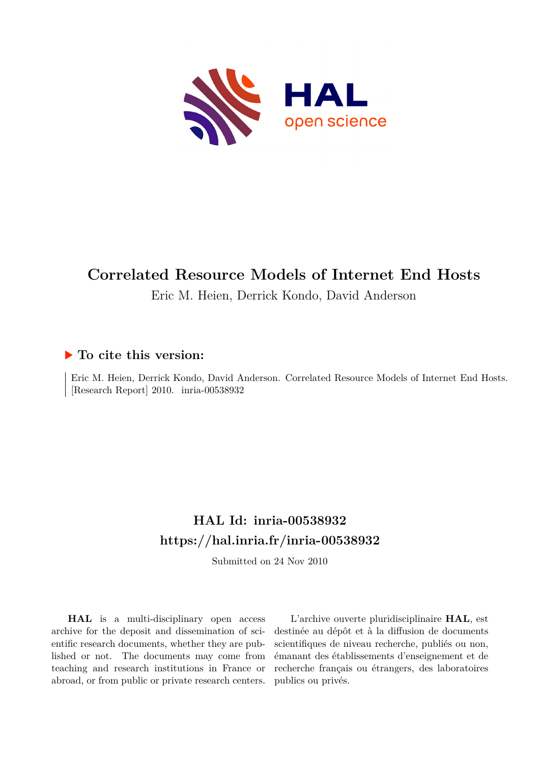# Correlated Resource Models of Internet End Hosts

Eric M. Heien, Derrick Kondo, David Anderson

## ▶ To cite this version:

Eric M. Heien, Derrick Kondo, David Anderson. Correlated Resource Models of Internet End Hosts. [Research Report] 2010. inria-00538932

## HAL Id: inria-00538932
## https://hal.inria.fr/inria-00538932

Submitted on 24 Nov 2010

**HAL** is a multi-disciplinary open access archive for the deposit and dissemination of scientific research documents, whether they are published or not. The documents may come from teaching and research institutions in France or abroad, or from public or private research centers.

L'archive ouverte pluridisciplinaire **HAL**, est destinée au dépôt et à la diffusion de documents scientifiques de niveau recherche, publiés ou non, émanant des établissements d'enseignement et de recherche français ou étrangers, des laboratoires publics ou privés.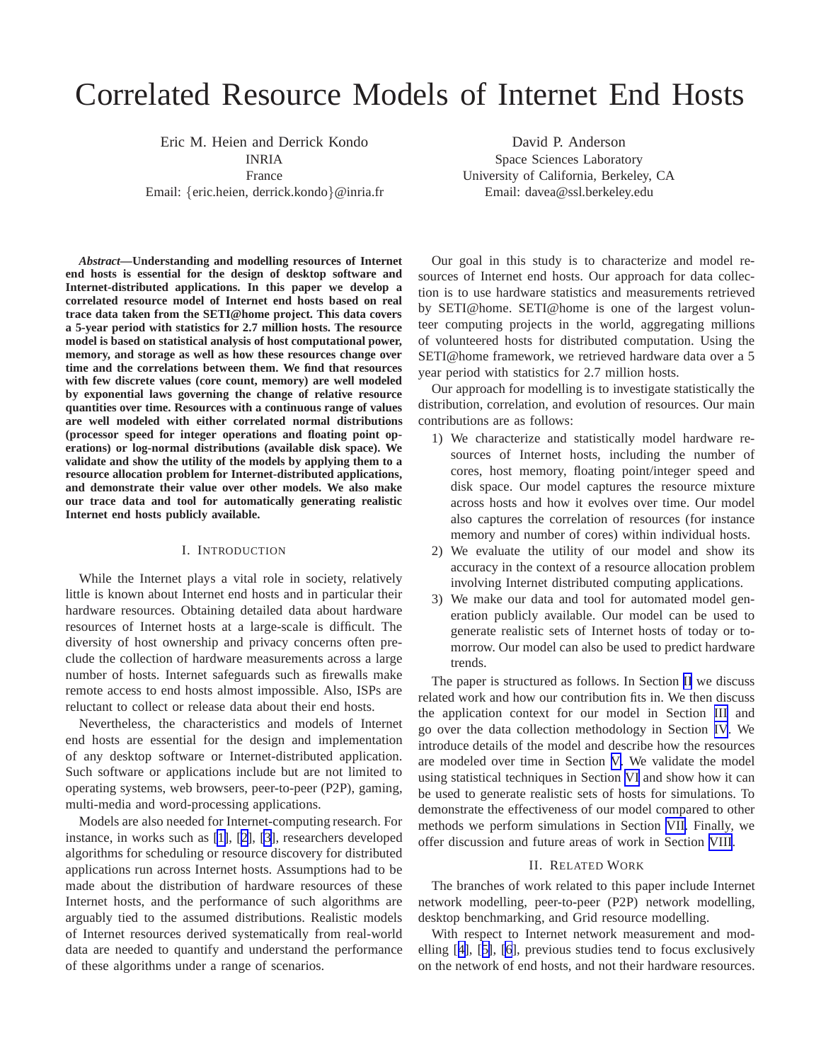# Correlated Resource Models of Internet End Hosts

Eric M. Heien and Derrick Kondo
INRIA
France
Email: {eric.heien, derrick.kondo}@inria.fr

David P. Anderson
Space Sciences Laboratory
University of California, Berkeley, CA
Email: davea@ssl.berkeley.edu

***Abstract*—Understanding and modelling resources of Internet end hosts is essential for the design of desktop software and Internet-distributed applications. In this paper we develop a correlated resource model of Internet end hosts based on real trace data taken from the SETI@home project. This data covers a 5-year period with statistics for 2.7 million hosts. The resource model is based on statistical analysis of host computational power, memory, and storage as well as how these resources change over time and the correlations between them. We find that resources with few discrete values (core count, memory) are well modeled by exponential laws governing the change of relative resource quantities over time. Resources with a continuous range of values are well modeled with either correlated normal distributions (processor speed for integer operations and floating point operations) or log-normal distributions (available disk space). We validate and show the utility of the models by applying them to a resource allocation problem for Internet-distributed applications, and demonstrate their value over other models. We also make our trace data and tool for automatically generating realistic Internet end hosts publicly available.**

## I. Introduction

While the Internet plays a vital role in society, relatively little is known about Internet end hosts and in particular their hardware resources. Obtaining detailed data about hardware resources of Internet hosts at a large-scale is difficult. The diversity of host ownership and privacy concerns often preclude the collection of hardware measurements across a large number of hosts. Internet safeguards such as firewalls make remote access to end hosts almost impossible. Also, ISPs are reluctant to collect or release data about their end hosts.

Nevertheless, the characteristics and models of Internet end hosts are essential for the design and implementation of any desktop software or Internet-distributed application. Such software or applications include but are not limited to operating systems, web browsers, peer-to-peer (P2P), gaming, multi-media and word-processing applications.

Models are also needed for Internet-computing research. For instance, in works such as [1], [2], [3], researchers developed algorithms for scheduling or resource discovery for distributed applications run across Internet hosts. Assumptions had to be made about the distribution of hardware resources of these Internet hosts, and the performance of such algorithms are arguably tied to the assumed distributions. Realistic models of Internet resources derived systematically from real-world data are needed to quantify and understand the performance of these algorithms under a range of scenarios.

Our goal in this study is to characterize and model resources of Internet end hosts. Our approach for data collection is to use hardware statistics and measurements retrieved by SETI@home. SETI@home is one of the largest volunteer computing projects in the world, aggregating millions of volunteered hosts for distributed computation. Using the SETI@home framework, we retrieved hardware data over a 5 year period with statistics for 2.7 million hosts.

Our approach for modelling is to investigate statistically the distribution, correlation, and evolution of resources. Our main contributions are as follows:

1) We characterize and statistically model hardware resources of Internet hosts, including the number of cores, host memory, floating point/integer speed and disk space. Our model captures the resource mixture across hosts and how it evolves over time. Our model also captures the correlation of resources (for instance memory and number of cores) within individual hosts.
2) We evaluate the utility of our model and show its accuracy in the context of a resource allocation problem involving Internet distributed computing applications.
3) We make our data and tool for automated model generation publicly available. Our model can be used to generate realistic sets of Internet hosts of today or tomorrow. Our model can also be used to predict hardware trends.

The paper is structured as follows. In Section II we discuss related work and how our contribution fits in. We then discuss the application context for our model in Section III and go over the data collection methodology in Section IV. We introduce details of the model and describe how the resources are modeled over time in Section V. We validate the model using statistical techniques in Section VI and show how it can be used to generate realistic sets of hosts for simulations. To demonstrate the effectiveness of our model compared to other methods we perform simulations in Section VII. Finally, we offer discussion and future areas of work in Section VIII.

## II. Related Work

The branches of work related to this paper include Internet network modelling, peer-to-peer (P2P) network modelling, desktop benchmarking, and Grid resource modelling.

With respect to Internet network measurement and modelling [4], [5], [6], previous studies tend to focus exclusively on the network of end hosts, and not their hardware resources.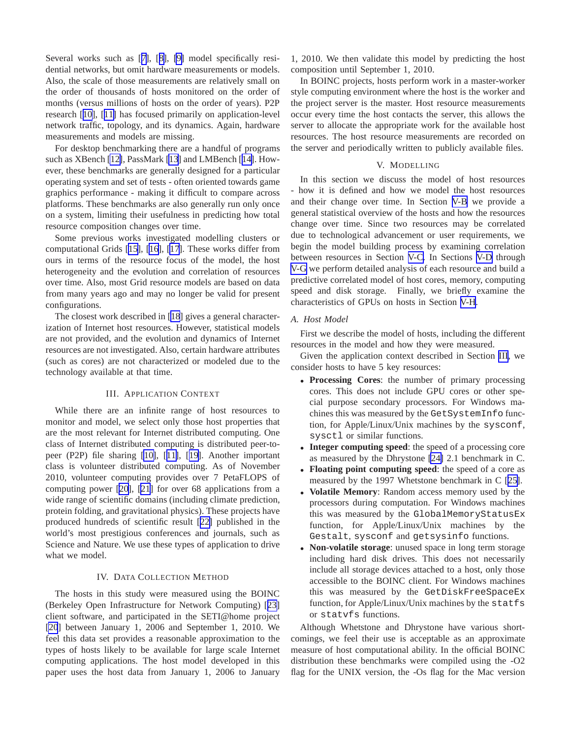Several works such as [7], [8], [9] model specifically residential networks, but omit hardware measurements or models. Also, the scale of those measurements are relatively small on the order of thousands of hosts monitored on the order of months (versus millions of hosts on the order of years). P2P research [10], [11] has focused primarily on application-level network traffic, topology, and its dynamics. Again, hardware measurements and models are missing.

For desktop benchmarking there are a handful of programs such as XBench [12], PassMark [13] and LMBench [14]. However, these benchmarks are generally designed for a particular operating system and set of tests - often oriented towards game graphics performance - making it difficult to compare across platforms. These benchmarks are also generally run only once on a system, limiting their usefulness in predicting how total resource composition changes over time.

Some previous works investigated modelling clusters or computational Grids [15], [16], [17]. These works differ from ours in terms of the resource focus of the model, the host heterogeneity and the evolution and correlation of resources over time. Also, most Grid resource models are based on data from many years ago and may no longer be valid for present configurations.

The closest work described in [18] gives a general characterization of Internet host resources. However, statistical models are not provided, and the evolution and dynamics of Internet resources are not investigated. Also, certain hardware attributes (such as cores) are not characterized or modeled due to the technology available at that time.

## III. Application Context

While there are an infinite range of host resources to monitor and model, we select only those host properties that are the most relevant for Internet distributed computing. One class of Internet distributed computing is distributed peer-to-peer (P2P) file sharing [10], [11], [19]. Another important class is volunteer distributed computing. As of November 2010, volunteer computing provides over 7 PetaFLOPS of computing power [20], [21] for over 68 applications from a wide range of scientific domains (including climate prediction, protein folding, and gravitational physics). These projects have produced hundreds of scientific result [22] published in the world's most prestigious conferences and journals, such as Science and Nature. We use these types of application to drive what we model.

## IV. Data Collection Method

The hosts in this study were measured using the BOINC (Berkeley Open Infrastructure for Network Computing) [23] client software, and participated in the SETI@home project [20] between January 1, 2006 and September 1, 2010. We feel this data set provides a reasonable approximation to the types of hosts likely to be available for large scale Internet computing applications. The host model developed in this paper uses the host data from January 1, 2006 to January 1, 2010. We then validate this model by predicting the host composition until September 1, 2010.

In BOINC projects, hosts perform work in a master-worker style computing environment where the host is the worker and the project server is the master. Host resource measurements occur every time the host contacts the server, this allows the server to allocate the appropriate work for the available host resources. The host resource measurements are recorded on the server and periodically written to publicly available files.

## V. Modelling

In this section we discuss the model of host resources - how it is defined and how we model the host resources and their change over time. In Section V-B we provide a general statistical overview of the hosts and how the resources change over time. Since two resources may be correlated due to technological advancement or user requirements, we begin the model building process by examining correlation between resources in Section V-C. In Sections V-D through V-G we perform detailed analysis of each resource and build a predictive correlated model of host cores, memory, computing speed and disk storage. Finally, we briefly examine the characteristics of GPUs on hosts in Section V-H.

### A. Host Model

First we describe the model of hosts, including the different resources in the model and how they were measured.

Given the application context described in Section III, we consider hosts to have 5 key resources:

- **Processing Cores**: the number of primary processing cores. This does not include GPU cores or other special purpose secondary processors. For Windows machines this was measured by the `GetSystemInfo` function, for Apple/Linux/Unix machines by the `sysconf`, `sysctl` or similar functions.
- **Integer computing speed**: the speed of a processing core as measured by the Dhrystone [24] 2.1 benchmark in C.
- **Floating point computing speed**: the speed of a core as measured by the 1997 Whetstone benchmark in C [25].
- **Volatile Memory**: Random access memory used by the processors during computation. For Windows machines this was measured by the `GlobalMemoryStatusEx` function, for Apple/Linux/Unix machines by the `Gestalt`, `sysconf` and `getsysinfo` functions.
- **Non-volatile storage**: unused space in long term storage including hard disk drives. This does not necessarily include all storage devices attached to a host, only those accessible to the BOINC client. For Windows machines this was measured by the `GetDiskFreeSpaceEx` function, for Apple/Linux/Unix machines by the `statfs` or `statvfs` functions.

Although Whetstone and Dhrystone have various shortcomings, we feel their use is acceptable as an approximate measure of host computational ability. In the official BOINC distribution these benchmarks were compiled using the -O2 flag for the UNIX version, the -Os flag for the Mac version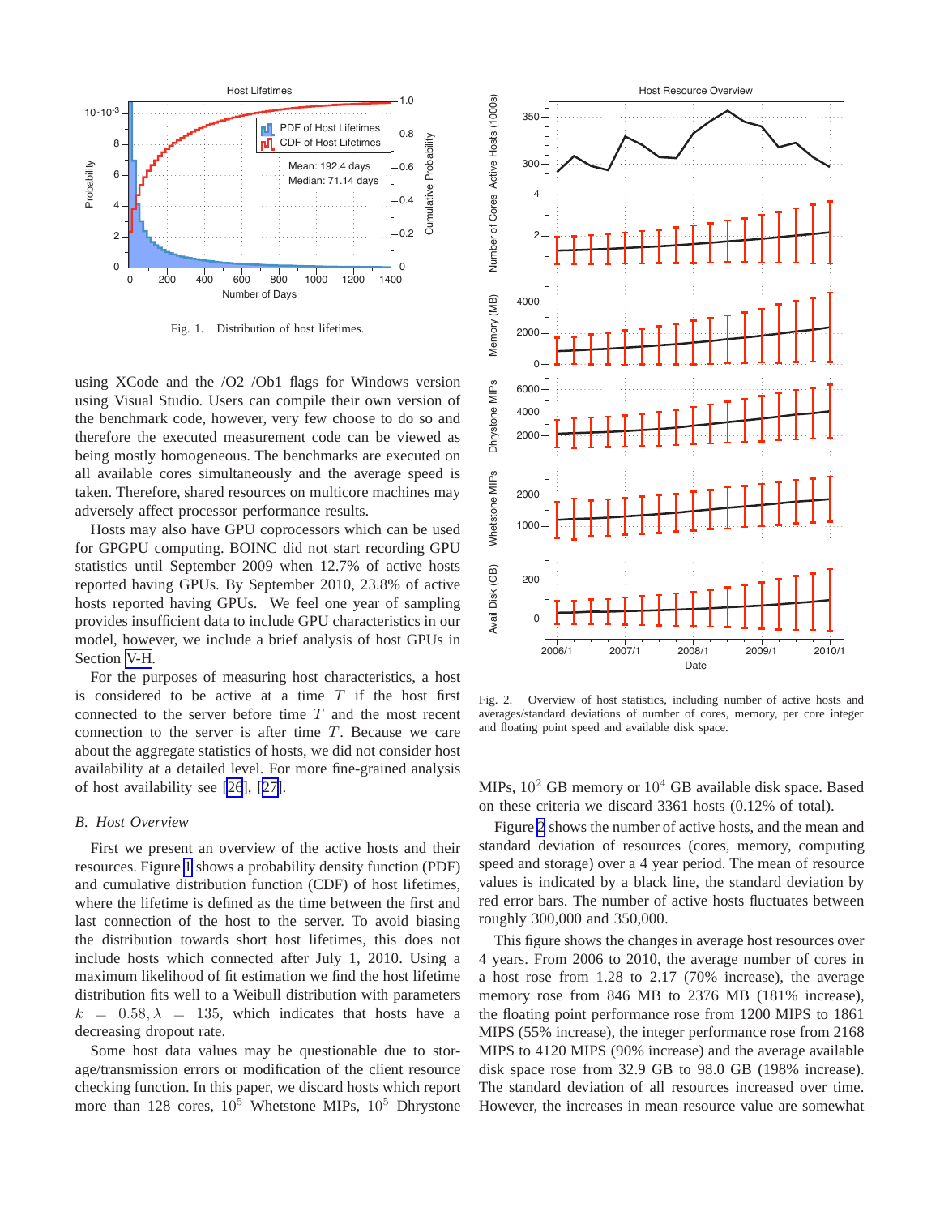Fig. 1. Distribution of host lifetimes.

using XCode and the /O2 /Ob1 flags for Windows version using Visual Studio. Users can compile their own version of the benchmark code, however, very few choose to do so and therefore the executed measurement code can be viewed as being mostly homogeneous. The benchmarks are executed on all available cores simultaneously and the average speed is taken. Therefore, shared resources on multicore machines may adversely affect processor performance results.

Hosts may also have GPU coprocessors which can be used for GPGPU computing. BOINC did not start recording GPU statistics until September 2009 when 12.7% of active hosts reported having GPUs. By September 2010, 23.8% of active hosts reported having GPUs. We feel one year of sampling provides insufficient data to include GPU characteristics in our model, however, we include a brief analysis of host GPUs in Section V-H.

For the purposes of measuring host characteristics, a host is considered to be active at a time $T$ if the host first connected to the server before time $T$ and the most recent connection to the server is after time $T$. Because we care about the aggregate statistics of hosts, we did not consider host availability at a detailed level. For more fine-grained analysis of host availability see [26], [27].

## B. Host Overview

First we present an overview of the active hosts and their resources. Figure 1 shows a probability density function (PDF) and cumulative distribution function (CDF) of host lifetimes, where the lifetime is defined as the time between the first and last connection of the host to the server. To avoid biasing the distribution towards short host lifetimes, this does not include hosts which connected after July 1, 2010. Using a maximum likelihood of fit estimation we find the host lifetime distribution fits well to a Weibull distribution with parameters $k = 0.58, \lambda = 135$, which indicates that hosts have a decreasing dropout rate.

Some host data values may be questionable due to storage/transmission errors or modification of the client resource checking function. In this paper, we discard hosts which report more than 128 cores, $10^5$ Whetstone MIPs, $10^5$ Dhrystone MIPs, $10^2$ GB memory or $10^4$ GB available disk space. Based on these criteria we discard 3361 hosts (0.12% of total).

Fig. 2. Overview of host statistics, including number of active hosts and averages/standard deviations of number of cores, memory, per core integer and floating point speed and available disk space.

Figure 2 shows the number of active hosts, and the mean and standard deviation of resources (cores, memory, computing speed and storage) over a 4 year period. The mean of resource values is indicated by a black line, the standard deviation by red error bars. The number of active hosts fluctuates between roughly 300,000 and 350,000.

This figure shows the changes in average host resources over 4 years. From 2006 to 2010, the average number of cores in a host rose from 1.28 to 2.17 (70% increase), the average memory rose from 846 MB to 2376 MB (181% increase), the floating point performance rose from 1200 MIPS to 1861 MIPS (55% increase), the integer performance rose from 2168 MIPS to 4120 MIPS (90% increase) and the average available disk space rose from 32.9 GB to 98.0 GB (198% increase). The standard deviation of all resources increased over time. However, the increases in mean resource value are somewhat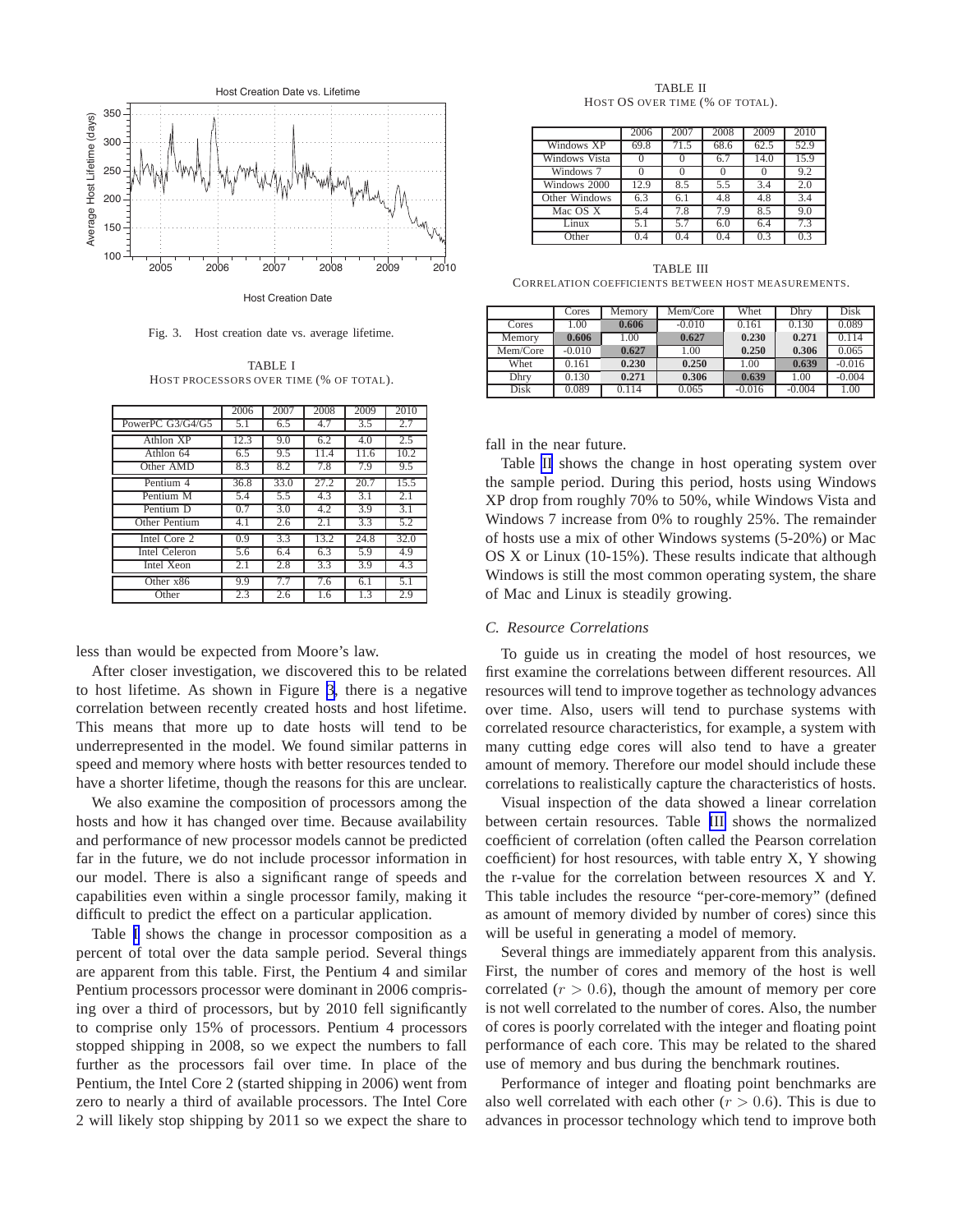Fig. 3. Host creation date vs. average lifetime.

TABLE I
HOST PROCESSORS OVER TIME (% OF TOTAL).

| | 2006 | 2007 | 2008 | 2009 | 2010 |
|---|---|---|---|---|---|
| PowerPC G3/G4/G5 | 5.1 | 6.5 | 4.7 | 3.5 | 2.7 |
| Athlon XP | 12.3 | 9.0 | 6.2 | 4.0 | 2.5 |
| Athlon 64 | 6.5 | 9.5 | 11.4 | 11.6 | 10.2 |
| Other AMD | 8.3 | 8.2 | 7.8 | 7.9 | 9.5 |
| Pentium 4 | 36.8 | 33.0 | 27.2 | 20.7 | 15.5 |
| Pentium M | 5.4 | 5.5 | 4.3 | 3.1 | 2.1 |
| Pentium D | 0.7 | 3.0 | 4.2 | 3.9 | 3.1 |
| Other Pentium | 4.1 | 2.6 | 2.1 | 3.3 | 5.2 |
| Intel Core 2 | 0.9 | 3.3 | 13.2 | 24.8 | 32.0 |
| Intel Celeron | 5.6 | 6.4 | 6.3 | 5.9 | 4.9 |
| Intel Xeon | 2.1 | 2.8 | 3.3 | 3.9 | 4.3 |
| Other x86 | 9.9 | 7.7 | 7.6 | 6.1 | 5.1 |
| Other | 2.3 | 2.6 | 1.6 | 1.3 | 2.9 |

less than would be expected from Moore's law.

After closer investigation, we discovered this to be related to host lifetime. As shown in Figure 3, there is a negative correlation between recently created hosts and host lifetime. This means that more up to date hosts will tend to be underrepresented in the model. We found similar patterns in speed and memory where hosts with better resources tended to have a shorter lifetime, though the reasons for this are unclear.

We also examine the composition of processors among the hosts and how it has changed over time. Because availability and performance of new processor models cannot be predicted far in the future, we do not include processor information in our model. There is also a significant range of speeds and capabilities even within a single processor family, making it difficult to predict the effect on a particular application.

Table I shows the change in processor composition as a percent of total over the data sample period. Several things are apparent from this table. First, the Pentium 4 and similar Pentium processors processor were dominant in 2006 comprising over a third of processors, but by 2010 fell significantly to comprise only 15% of processors. Pentium 4 processors stopped shipping in 2008, so we expect the numbers to fall further as the processors fail over time. In place of the Pentium, the Intel Core 2 (started shipping in 2006) went from zero to nearly a third of available processors. The Intel Core 2 will likely stop shipping by 2011 so we expect the share to fall in the near future.

TABLE II
HOST OS OVER TIME (% OF TOTAL).

| | 2006 | 2007 | 2008 | 2009 | 2010 |
|---|---|---|---|---|---|
| Windows XP | 69.8 | 71.5 | 68.6 | 62.5 | 52.9 |
| Windows Vista | 0 | 0 | 6.7 | 14.0 | 15.9 |
| Windows 7 | 0 | 0 | 0 | 0 | 9.2 |
| Windows 2000 | 12.9 | 8.5 | 5.5 | 3.4 | 2.0 |
| Other Windows | 6.3 | 6.1 | 4.8 | 4.8 | 3.4 |
| Mac OS X | 5.4 | 7.8 | 7.9 | 8.5 | 9.0 |
| Linux | 5.1 | 5.7 | 6.0 | 6.4 | 7.3 |
| Other | 0.4 | 0.4 | 0.4 | 0.3 | 0.3 |

TABLE III
CORRELATION COEFFICIENTS BETWEEN HOST MEASUREMENTS.

| | Cores | Memory | Mem/Core | Whet | Dhry | Disk |
|---|---|---|---|---|---|---|
| Cores | 1.00 | **0.606** | -0.010 | 0.161 | 0.130 | 0.089 |
| Memory | **0.606** | 1.00 | **0.627** | **0.230** | **0.271** | 0.114 |
| Mem/Core | -0.010 | **0.627** | 1.00 | **0.250** | **0.306** | 0.065 |
| Whet | 0.161 | **0.230** | **0.250** | 1.00 | **0.639** | -0.016 |
| Dhry | 0.130 | **0.271** | **0.306** | **0.639** | 1.00 | -0.004 |
| Disk | 0.089 | 0.114 | 0.065 | -0.016 | -0.004 | 1.00 |

Table II shows the change in host operating system over the sample period. During this period, hosts using Windows XP drop from roughly 70% to 50%, while Windows Vista and Windows 7 increase from 0% to roughly 25%. The remainder of hosts use a mix of other Windows systems (5-20%) or Mac OS X or Linux (10-15%). These results indicate that although Windows is still the most common operating system, the share of Mac and Linux is steadily growing.

### C. Resource Correlations

To guide us in creating the model of host resources, we first examine the correlations between different resources. All resources will tend to improve together as technology advances over time. Also, users will tend to purchase systems with correlated resource characteristics, for example, a system with many cutting edge cores will also tend to have a greater amount of memory. Therefore our model should include these correlations to realistically capture the characteristics of hosts.

Visual inspection of the data showed a linear correlation between certain resources. Table III shows the normalized coefficient of correlation (often called the Pearson correlation coefficient) for host resources, with table entry X, Y showing the r-value for the correlation between resources X and Y. This table includes the resource "per-core-memory" (defined as amount of memory divided by number of cores) since this will be useful in generating a model of memory.

Several things are immediately apparent from this analysis. First, the number of cores and memory of the host is well correlated ($r > 0.6$), though the amount of memory per core is not well correlated to the number of cores. Also, the number of cores is poorly correlated with the integer and floating point performance of each core. This may be related to the shared use of memory and bus during the benchmark routines.

Performance of integer and floating point benchmarks are also well correlated with each other ($r > 0.6$). This is due to advances in processor technology which tend to improve both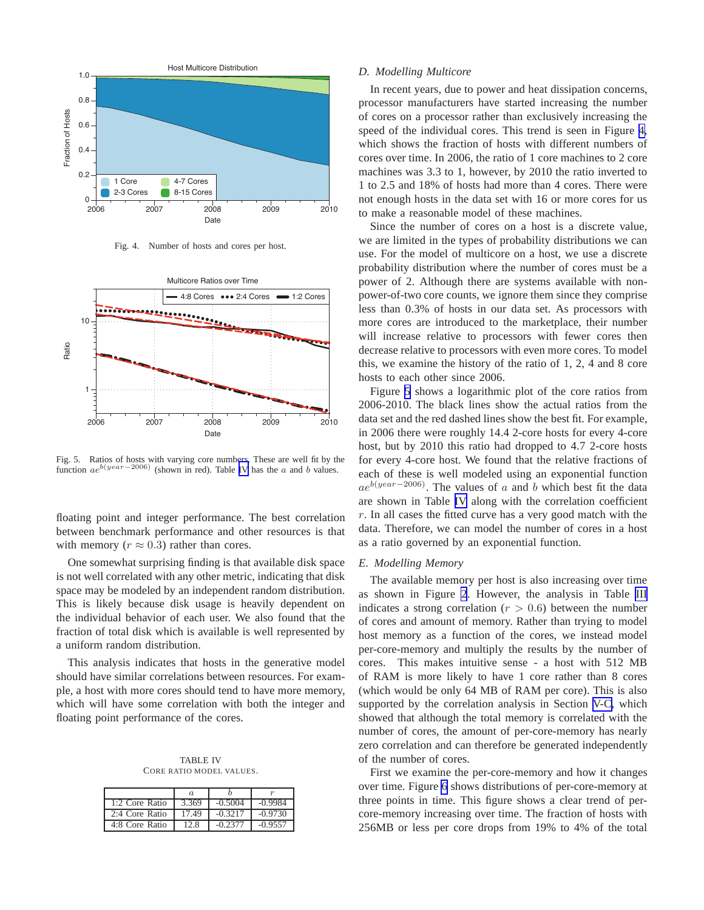Fig. 4. Number of hosts and cores per host.

Fig. 5. Ratios of hosts with varying core numbers. These are well fit by the function $ae^{b(year-2006)}$ (shown in red). Table IV has the $a$ and $b$ values.

floating point and integer performance. The best correlation between benchmark performance and other resources is that with memory ($r \approx 0.3$) rather than cores.

One somewhat surprising finding is that available disk space is not well correlated with any other metric, indicating that disk space may be modeled by an independent random distribution. This is likely because disk usage is heavily dependent on the individual behavior of each user. We also found that the fraction of total disk which is available is well represented by a uniform random distribution.

This analysis indicates that hosts in the generative model should have similar correlations between resources. For example, a host with more cores should tend to have more memory, which will have some correlation with both the integer and floating point performance of the cores.

TABLE IV
CORE RATIO MODEL VALUES.

| | $a$ | $b$ | $r$ |
|---|---|---|---|
| 1:2 Core Ratio | 3.369 | -0.5004 | -0.9984 |
| 2:4 Core Ratio | 17.49 | -0.3217 | -0.9730 |
| 4:8 Core Ratio | 12.8 | -0.2377 | -0.9557 |

### D. Modelling Multicore

In recent years, due to power and heat dissipation concerns, processor manufacturers have started increasing the number of cores on a processor rather than exclusively increasing the speed of the individual cores. This trend is seen in Figure 4, which shows the fraction of hosts with different numbers of cores over time. In 2006, the ratio of 1 core machines to 2 core machines was 3.3 to 1, however, by 2010 the ratio inverted to 1 to 2.5 and 18% of hosts had more than 4 cores. There were not enough hosts in the data set with 16 or more cores for us to make a reasonable model of these machines.

Since the number of cores on a host is a discrete value, we are limited in the types of probability distributions we can use. For the model of multicore on a host, we use a discrete probability distribution where the number of cores must be a power of 2. Although there are systems available with non-power-of-two core counts, we ignore them since they comprise less than 0.3% of hosts in our data set. As processors with more cores are introduced to the marketplace, their number will increase relative to processors with fewer cores then decrease relative to processors with even more cores. To model this, we examine the history of the ratio of 1, 2, 4 and 8 core hosts to each other since 2006.

Figure 5 shows a logarithmic plot of the core ratios from 2006-2010. The black lines show the actual ratios from the data set and the red dashed lines show the best fit. For example, in 2006 there were roughly 14.4 2-core hosts for every 4-core host, but by 2010 this ratio had dropped to 4.7 2-core hosts for every 4-core host. We found that the relative fractions of each of these is well modeled using an exponential function $ae^{b(year-2006)}$. The values of $a$ and $b$ which best fit the data are shown in Table IV along with the correlation coefficient $r$. In all cases the fitted curve has a very good match with the data. Therefore, we can model the number of cores in a host as a ratio governed by an exponential function.

### E. Modelling Memory

The available memory per host is also increasing over time as shown in Figure 2. However, the analysis in Table III indicates a strong correlation ($r > 0.6$) between the number of cores and amount of memory. Rather than trying to model host memory as a function of the cores, we instead model per-core-memory and multiply the results by the number of cores. This makes intuitive sense - a host with 512 MB of RAM is more likely to have 1 core rather than 8 cores (which would be only 64 MB of RAM per core). This is also supported by the correlation analysis in Section V-C, which showed that although the total memory is correlated with the number of cores, the amount of per-core-memory has nearly zero correlation and can therefore be generated independently of the number of cores.

First we examine the per-core-memory and how it changes over time. Figure 6 shows distributions of per-core-memory at three points in time. This figure shows a clear trend of per-core-memory increasing over time. The fraction of hosts with 256MB or less per core drops from 19% to 4% of the total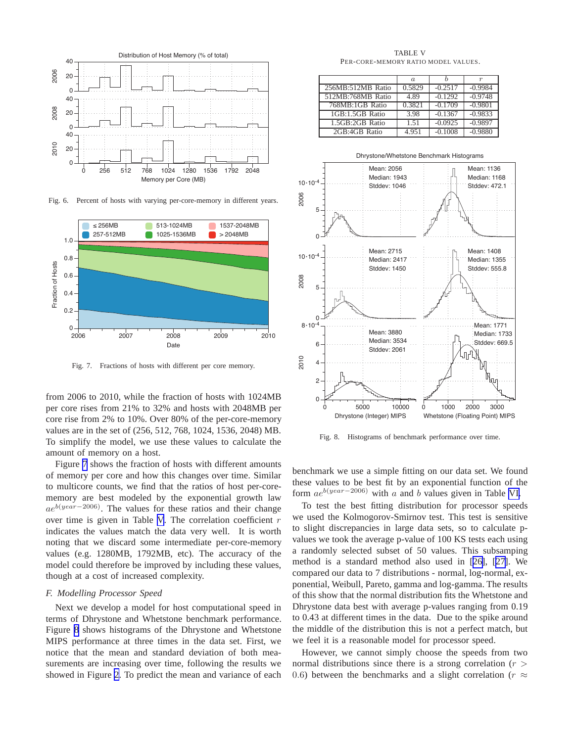Fig. 6. Percent of hosts with varying per-core-memory in different years.

Fig. 7. Fractions of hosts with different per core memory.

from 2006 to 2010, while the fraction of hosts with 1024MB per core rises from 21% to 32% and hosts with 2048MB per core rise from 2% to 10%. Over 80% of the per-core-memory values are in the set of (256, 512, 768, 1024, 1536, 2048) MB. To simplify the model, we use these values to calculate the amount of memory on a host.

Figure 7 shows the fraction of hosts with different amounts of memory per core and how this changes over time. Similar to multicore counts, we find that the ratios of host per-core-memory are best modeled by the exponential growth law $ae^{b(year-2006)}$. The values for these ratios and their change over time is given in Table V. The correlation coefficient $r$ indicates the values match the data very well. It is worth noting that we discard some intermediate per-core-memory values (e.g. 1280MB, 1792MB, etc). The accuracy of the model could therefore be improved by including these values, though at a cost of increased complexity.

### F. Modelling Processor Speed

Next we develop a model for host computational speed in terms of Dhrystone and Whetstone benchmark performance. Figure 8 shows histograms of the Dhrystone and Whetstone MIPS performance at three times in the data set. First, we notice that the mean and standard deviation of both measurements are increasing over time, following the results we showed in Figure 2. To predict the mean and variance of each

TABLE V
PER-CORE-MEMORY RATIO MODEL VALUES.

| | $a$ | $b$ | $r$ |
|---|---|---|---|
| 256MB:512MB Ratio | 0.5829 | -0.2517 | -0.9984 |
| 512MB:768MB Ratio | 4.89 | -0.1292 | -0.9748 |
| 768MB:1GB Ratio | 0.3821 | -0.1709 | -0.9801 |
| 1GB:1.5GB Ratio | 3.98 | -0.1367 | -0.9833 |
| 1.5GB:2GB Ratio | 1.51 | -0.0925 | -0.9897 |
| 2GB:4GB Ratio | 4.951 | -0.1008 | -0.9880 |

Fig. 8. Histograms of benchmark performance over time.

benchmark we use a simple fitting on our data set. We found these values to be best fit by an exponential function of the form $ae^{b(year-2006)}$ with $a$ and $b$ values given in Table VI.

To test the best fitting distribution for processor speeds we used the Kolmogorov-Smirnov test. This test is sensitive to slight discrepancies in large data sets, so to calculate p-values we took the average p-value of 100 KS tests each using a randomly selected subset of 50 values. This subsampling method is a standard method also used in [26], [27]. We compared our data to 7 distributions - normal, log-normal, exponential, Weibull, Pareto, gamma and log-gamma. The results of this show that the normal distribution fits the Whetstone and Dhrystone data best with average p-values ranging from 0.19 to 0.43 at different times in the data. Due to the spike around the middle of the distribution this is not a perfect match, but we feel it is a reasonable model for processor speed.

However, we cannot simply choose the speeds from two normal distributions since there is a strong correlation ($r > 0.6$) between the benchmarks and a slight correlation ($r \approx$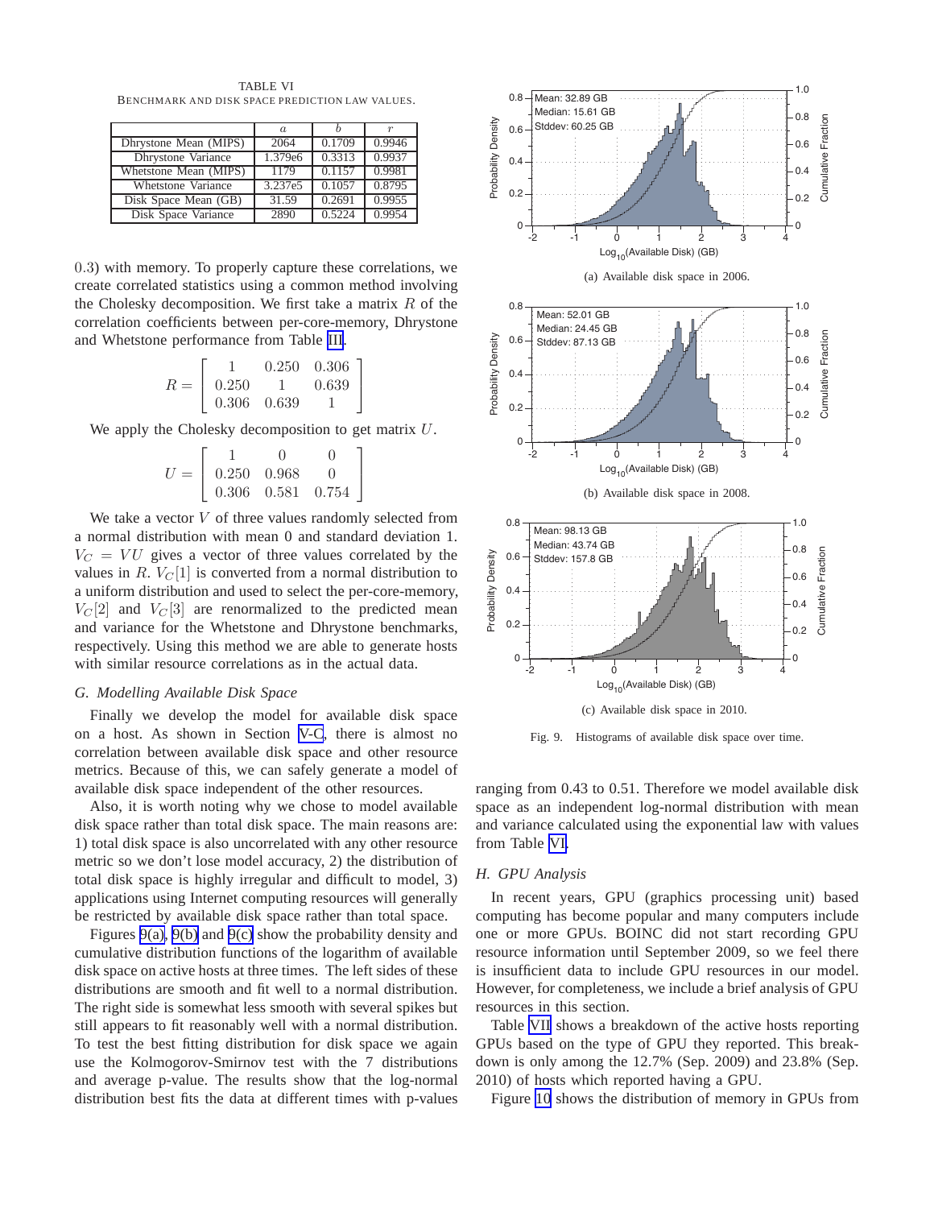TABLE VI
BENCHMARK AND DISK SPACE PREDICTION LAW VALUES.

| | $a$ | $b$ | $r$ |
|---|---|---|---|
| Dhrystone Mean (MIPS) | 2064 | 0.1709 | 0.9946 |
| Dhrystone Variance | 1.379e6 | 0.3313 | 0.9937 |
| Whetstone Mean (MIPS) | 1179 | 0.1157 | 0.9981 |
| Whetstone Variance | 3.237e5 | 0.1057 | 0.8795 |
| Disk Space Mean (GB) | 31.59 | 0.2691 | 0.9955 |
| Disk Space Variance | 2890 | 0.5224 | 0.9954 |

0.3) with memory. To properly capture these correlations, we create correlated statistics using a common method involving the Cholesky decomposition. We first take a matrix $R$ of the correlation coefficients between per-core-memory, Dhrystone and Whetstone performance from Table III.

$$R = \begin{bmatrix} 1 & 0.250 & 0.306 \\ 0.250 & 1 & 0.639 \\ 0.306 & 0.639 & 1 \end{bmatrix}$$

We apply the Cholesky decomposition to get matrix $U$.

$$U = \begin{bmatrix} 1 & 0 & 0 \\ 0.250 & 0.968 & 0 \\ 0.306 & 0.581 & 0.754 \end{bmatrix}$$

We take a vector $V$ of three values randomly selected from a normal distribution with mean 0 and standard deviation 1. $V_C = VU$ gives a vector of three values correlated by the values in $R$. $V_C[1]$ is converted from a normal distribution to a uniform distribution and used to select the per-core-memory, $V_C[2]$ and $V_C[3]$ are renormalized to the predicted mean and variance for the Whetstone and Dhrystone benchmarks, respectively. Using this method we are able to generate hosts with similar resource correlations as in the actual data.

### G. Modelling Available Disk Space

Finally we develop the model for available disk space on a host. As shown in Section V-C, there is almost no correlation between available disk space and other resource metrics. Because of this, we can safely generate a model of available disk space independent of the other resources.

Also, it is worth noting why we chose to model available disk space rather than total disk space. The main reasons are: 1) total disk space is also uncorrelated with any other resource metric so we don't lose model accuracy, 2) the distribution of total disk space is highly irregular and difficult to model, 3) applications using Internet computing resources will generally be restricted by available disk space rather than total space.

Figures 9(a), 9(b) and 9(c) show the probability density and cumulative distribution functions of the logarithm of available disk space on active hosts at three times. The left sides of these distributions are smooth and fit well to a normal distribution. The right side is somewhat less smooth with several spikes but still appears to fit reasonably well with a normal distribution. To test the best fitting distribution for disk space we again use the Kolmogorov-Smirnov test with the 7 distributions and average p-value. The results show that the log-normal distribution best fits the data at different times with p-values ranging from 0.43 to 0.51. Therefore we model available disk space as an independent log-normal distribution with mean and variance calculated using the exponential law with values from Table VI.

(a) Available disk space in 2006.

(b) Available disk space in 2008.

(c) Available disk space in 2010.

Fig. 9. Histograms of available disk space over time.

### H. GPU Analysis

In recent years, GPU (graphics processing unit) based computing has become popular and many computers include one or more GPUs. BOINC did not start recording GPU resource information until September 2009, so we feel there is insufficient data to include GPU resources in our model. However, for completeness, we include a brief analysis of GPU resources in this section.

Table VII shows a breakdown of the active hosts reporting GPUs based on the type of GPU they reported. This breakdown is only among the 12.7% (Sep. 2009) and 23.8% (Sep. 2010) of hosts which reported having a GPU.

Figure 10 shows the distribution of memory in GPUs from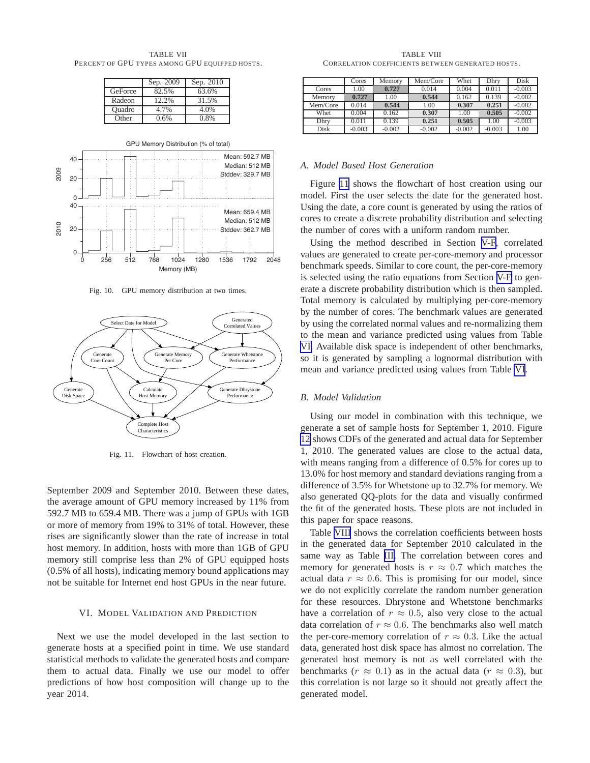TABLE VII
PERCENT OF GPU TYPES AMONG GPU EQUIPPED HOSTS.

| | Sep. 2009 | Sep. 2010 |
|---|---|---|
| GeForce | 82.5% | 63.6% |
| Radeon | 12.2% | 31.5% |
| Quadro | 4.7% | 4.0% |
| Other | 0.6% | 0.8% |

Fig. 10. GPU memory distribution at two times.

Fig. 11. Flowchart of host creation.

September 2009 and September 2010. Between these dates, the average amount of GPU memory increased by 11% from 592.7 MB to 659.4 MB. There was a jump of GPUs with 1GB or more of memory from 19% to 31% of total. However, these rises are significantly slower than the rate of increase in total host memory. In addition, hosts with more than 1GB of GPU memory still comprise less than 2% of GPU equipped hosts (0.5% of all hosts), indicating memory bound applications may not be suitable for Internet end host GPUs in the near future.

## VI. MODEL VALIDATION AND PREDICTION

Next we use the model developed in the last section to generate hosts at a specified point in time. We use standard statistical methods to validate the generated hosts and compare them to actual data. Finally we use our model to offer predictions of how host composition will change up to the year 2014.

TABLE VIII
CORRELATION COEFFICIENTS BETWEEN GENERATED HOSTS.

| | Cores | Memory | Mem/Core | Whet | Dhry | Disk |
|---|---|---|---|---|---|---|
| Cores | 1.00 | **0.727** | 0.014 | 0.004 | 0.011 | -0.003 |
| Memory | **0.727** | 1.00 | **0.544** | 0.162 | 0.139 | -0.002 |
| Mem/Core | 0.014 | **0.544** | 1.00 | **0.307** | **0.251** | -0.002 |
| Whet | 0.004 | 0.162 | **0.307** | 1.00 | **0.505** | -0.002 |
| Dhry | 0.011 | 0.139 | **0.251** | **0.505** | 1.00 | -0.003 |
| Disk | -0.003 | -0.002 | -0.002 | -0.002 | -0.003 | 1.00 |

### A. Model Based Host Generation

Figure 11 shows the flowchart of host creation using our model. First the user selects the date for the generated host. Using the date, a core count is generated by using the ratios of cores to create a discrete probability distribution and selecting the number of cores with a uniform random number.

Using the method described in Section V-F, correlated values are generated to create per-core-memory and processor benchmark speeds. Similar to core count, the per-core-memory is selected using the ratio equations from Section V-E to generate a discrete probability distribution which is then sampled. Total memory is calculated by multiplying per-core-memory by the number of cores. The benchmark values are generated by using the correlated normal values and re-normalizing them to the mean and variance predicted using values from Table VI. Available disk space is independent of other benchmarks, so it is generated by sampling a lognormal distribution with mean and variance predicted using values from Table VI.

### B. Model Validation

Using our model in combination with this technique, we generate a set of sample hosts for September 1, 2010. Figure 12 shows CDFs of the generated and actual data for September 1, 2010. The generated values are close to the actual data, with means ranging from a difference of 0.5% for cores up to 13.0% for host memory and standard deviations ranging from a difference of 3.5% for Whetstone up to 32.7% for memory. We also generated QQ-plots for the data and visually confirmed the fit of the generated hosts. These plots are not included in this paper for space reasons.

Table VIII shows the correlation coefficients between hosts in the generated data for September 2010 calculated in the same way as Table III. The correlation between cores and memory for generated hosts is $r \approx 0.7$ which matches the actual data $r \approx 0.6$. This is promising for our model, since we do not explicitly correlate the random number generation for these resources. Dhrystone and Whetstone benchmarks have a correlation of $r \approx 0.5$, also very close to the actual data correlation of $r \approx 0.6$. The benchmarks also well match the per-core-memory correlation of $r \approx 0.3$. Like the actual data, generated host disk space has almost no correlation. The generated host memory is not as well correlated with the benchmarks ($r \approx 0.1$) as in the actual data ($r \approx 0.3$), but this correlation is not large so it should not greatly affect the generated model.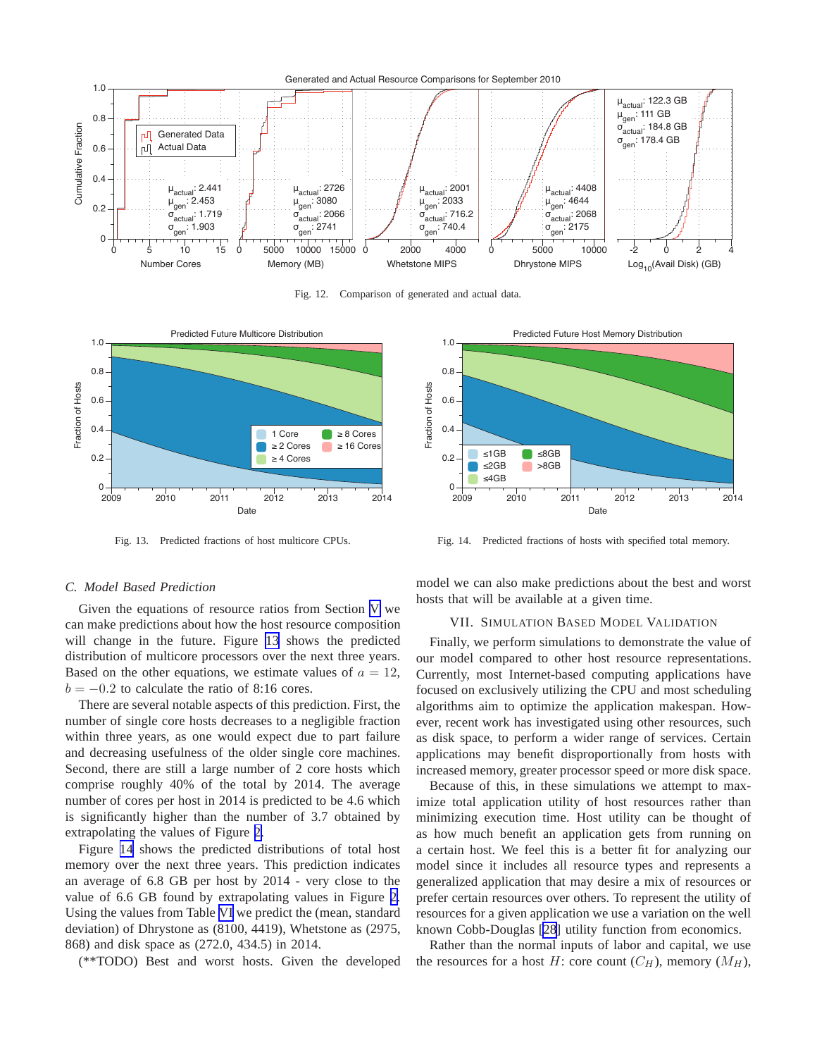Fig. 12. Comparison of generated and actual data.

Fig. 13. Predicted fractions of host multicore CPUs.

Fig. 14. Predicted fractions of hosts with specified total memory.

### C. Model Based Prediction

Given the equations of resource ratios from Section V we can make predictions about how the host resource composition will change in the future. Figure 13 shows the predicted distribution of multicore processors over the next three years. Based on the other equations, we estimate values of $a = 12$, $b = -0.2$ to calculate the ratio of 8:16 cores.

There are several notable aspects of this prediction. First, the number of single core hosts decreases to a negligible fraction within three years, as one would expect due to part failure and decreasing usefulness of the older single core machines. Second, there are still a large number of 2 core hosts which comprise roughly 40% of the total by 2014. The average number of cores per host in 2014 is predicted to be 4.6 which is significantly higher than the number of 3.7 obtained by extrapolating the values of Figure 2.

Figure 14 shows the predicted distributions of total host memory over the next three years. This prediction indicates an average of 6.8 GB per host by 2014 - very close to the value of 6.6 GB found by extrapolating values in Figure 2. Using the values from Table VI we predict the (mean, standard deviation) of Dhrystone as (8100, 4419), Whetstone as (2975, 868) and disk space as (272.0, 434.5) in 2014.

(**TODO) Best and worst hosts. Given the developed model we can also make predictions about the best and worst hosts that will be available at a given time.

## VII. Simulation Based Model Validation

Finally, we perform simulations to demonstrate the value of our model compared to other host resource representations. Currently, most Internet-based computing applications have focused on exclusively utilizing the CPU and most scheduling algorithms aim to optimize the application makespan. However, recent work has investigated using other resources, such as disk space, to perform a wider range of services. Certain applications may benefit disproportionally from hosts with increased memory, greater processor speed or more disk space.

Because of this, in these simulations we attempt to maximize total application utility of host resources rather than minimizing execution time. Host utility can be thought of as how much benefit an application gets from running on a certain host. We feel this is a better fit for analyzing our model since it includes all resource types and represents a generalized application that may desire a mix of resources or prefer certain resources over others. To represent the utility of resources for a given application we use a variation on the well known Cobb-Douglas [28] utility function from economics.

Rather than the normal inputs of labor and capital, we use the resources for a host $H$: core count ($C_H$), memory ($M_H$),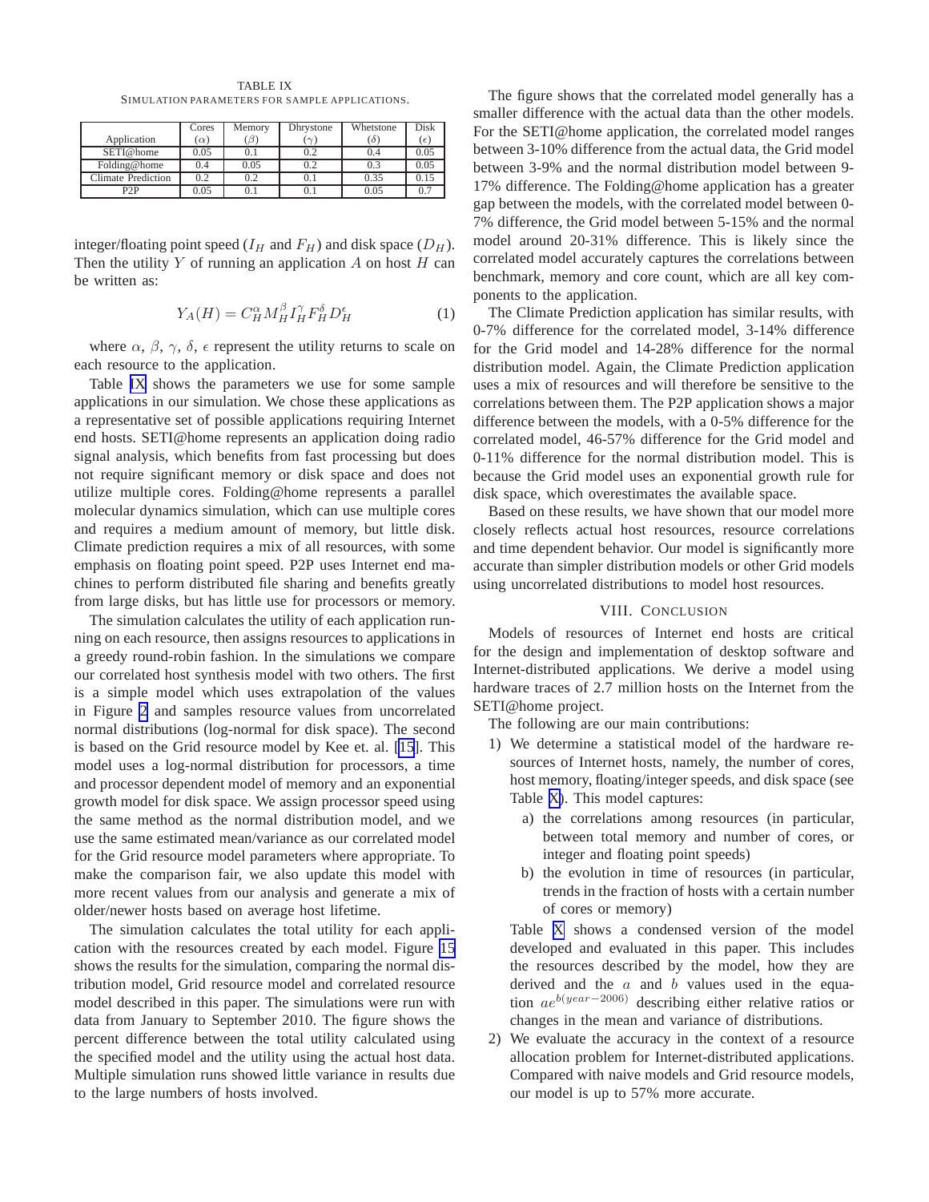TABLE IX
SIMULATION PARAMETERS FOR SAMPLE APPLICATIONS.

| Application | Cores ($\alpha$) | Memory ($\beta$) | Dhrystone ($\gamma$) | Whetstone ($\delta$) | Disk ($\epsilon$) |
|---|---|---|---|---|---|
| SETI@home | 0.05 | 0.1 | 0.2 | 0.4 | 0.05 |
| Folding@home | 0.4 | 0.05 | 0.2 | 0.3 | 0.05 |
| Climate Prediction | 0.2 | 0.2 | 0.1 | 0.35 | 0.15 |
| P2P | 0.05 | 0.1 | 0.1 | 0.05 | 0.7 |

integer/floating point speed ($I_H$ and $F_H$) and disk space ($D_H$). Then the utility $Y$ of running an application $A$ on host $H$ can be written as:

$$Y_A(H) = C_H^{\alpha} M_H^{\beta} I_H^{\gamma} F_H^{\delta} D_H^{\epsilon} \tag{1}$$

where $\alpha$, $\beta$, $\gamma$, $\delta$, $\epsilon$ represent the utility returns to scale on each resource to the application.

Table IX shows the parameters we use for some sample applications in our simulation. We chose these applications as a representative set of possible applications requiring Internet end hosts. SETI@home represents an application doing radio signal analysis, which benefits from fast processing but does not require significant memory or disk space and does not utilize multiple cores. Folding@home represents a parallel molecular dynamics simulation, which can use multiple cores and requires a medium amount of memory, but little disk. Climate prediction requires a mix of all resources, with some emphasis on floating point speed. P2P uses Internet end machines to perform distributed file sharing and benefits greatly from large disks, but has little use for processors or memory.

The simulation calculates the utility of each application running on each resource, then assigns resources to applications in a greedy round-robin fashion. In the simulations we compare our correlated host synthesis model with two others. The first is a simple model which uses extrapolation of the values in Figure 2 and samples resource values from uncorrelated normal distributions (log-normal for disk space). The second is based on the Grid resource model by Kee et. al. [15]. This model uses a log-normal distribution for processors, a time and processor dependent model of memory and an exponential growth model for disk space. We assign processor speed using the same method as the normal distribution model, and we use the same estimated mean/variance as our correlated model for the Grid resource model parameters where appropriate. To make the comparison fair, we also update this model with more recent values from our analysis and generate a mix of older/newer hosts based on average host lifetime.

The simulation calculates the total utility for each application with the resources created by each model. Figure 15 shows the results for the simulation, comparing the normal distribution model, Grid resource model and correlated resource model described in this paper. The simulations were run with data from January to September 2010. The figure shows the percent difference between the total utility calculated using the specified model and the utility using the actual host data. Multiple simulation runs showed little variance in results due to the large numbers of hosts involved.

The figure shows that the correlated model generally has a smaller difference with the actual data than the other models. For the SETI@home application, the correlated model ranges between 3-10% difference from the actual data, the Grid model between 3-9% and the normal distribution model between 9-17% difference. The Folding@home application has a greater gap between the models, with the correlated model between 0-7% difference, the Grid model between 5-15% and the normal model around 20-31% difference. This is likely since the correlated model accurately captures the correlations between benchmark, memory and core count, which are all key components to the application.

The Climate Prediction application has similar results, with 0-7% difference for the correlated model, 3-14% difference for the Grid model and 14-28% difference for the normal distribution model. Again, the Climate Prediction application uses a mix of resources and will therefore be sensitive to the correlations between them. The P2P application shows a major difference between the models, with a 0-5% difference for the correlated model, 46-57% difference for the Grid model and 0-11% difference for the normal distribution model. This is because the Grid model uses an exponential growth rule for disk space, which overestimates the available space.

Based on these results, we have shown that our model more closely reflects actual host resources, resource correlations and time dependent behavior. Our model is significantly more accurate than simpler distribution models or other Grid models using uncorrelated distributions to model host resources.

## VIII. CONCLUSION

Models of resources of Internet end hosts are critical for the design and implementation of desktop software and Internet-distributed applications. We derive a model using hardware traces of 2.7 million hosts on the Internet from the SETI@home project.

The following are our main contributions:

1) We determine a statistical model of the hardware resources of Internet hosts, namely, the number of cores, host memory, floating/integer speeds, and disk space (see Table X). This model captures:
   a) the correlations among resources (in particular, between total memory and number of cores, or integer and floating point speeds)
   b) the evolution in time of resources (in particular, trends in the fraction of hosts with a certain number of cores or memory)

   Table X shows a condensed version of the model developed and evaluated in this paper. This includes the resources described by the model, how they are derived and the $a$ and $b$ values used in the equation $ae^{b(year-2006)}$ describing either relative ratios or changes in the mean and variance of distributions.
2) We evaluate the accuracy in the context of a resource allocation problem for Internet-distributed applications. Compared with naive models and Grid resource models, our model is up to 57% more accurate.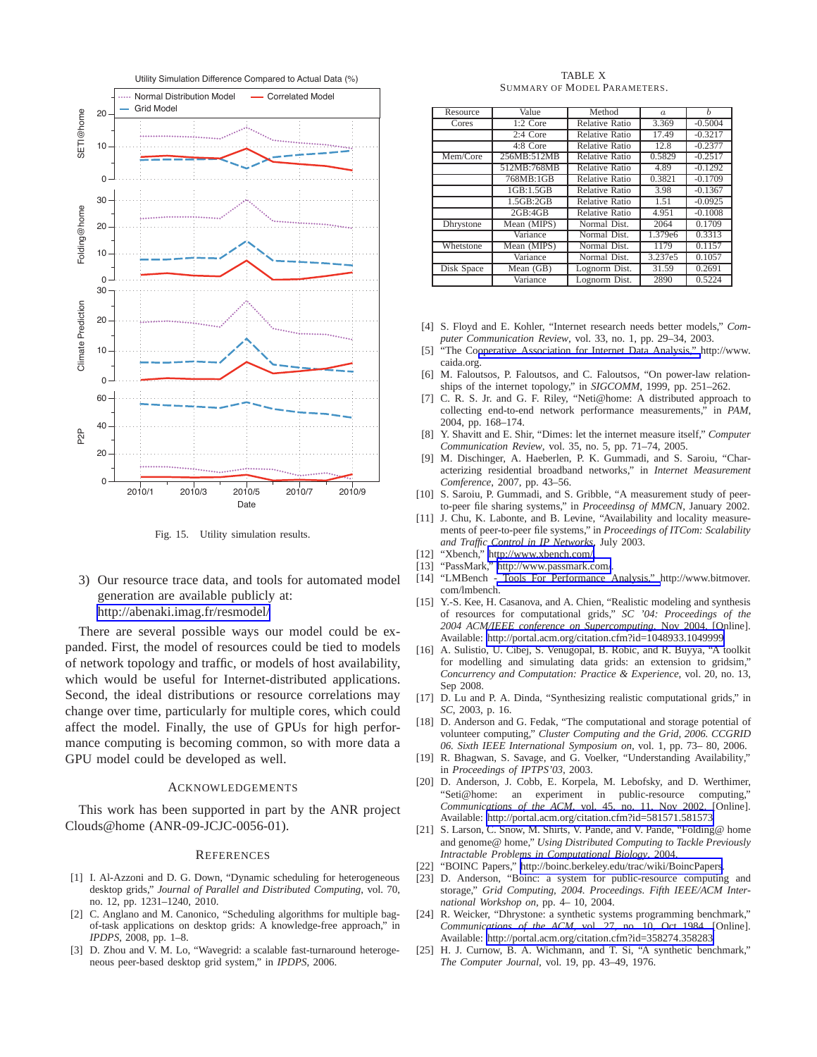Fig. 15. Utility simulation results.

3) Our resource trace data, and tools for automated model generation are available publicly at: http://abenaki.imag.fr/resmodel/

There are several possible ways our model could be expanded. First, the model of resources could be tied to models of network topology and traffic, or models of host availability, which would be useful for Internet-distributed applications. Second, the ideal distributions or resource correlations may change over time, particularly for multiple cores, which could affect the model. Finally, the use of GPUs for high performance computing is becoming common, so with more data a GPU model could be developed as well.

## Acknowledgements

This work has been supported in part by the ANR project Clouds@home (ANR-09-JCJC-0056-01).

## References

[1] I. Al-Azzoni and D. G. Down, "Dynamic scheduling for heterogeneous desktop grids," *Journal of Parallel and Distributed Computing*, vol. 70, no. 12, pp. 1231–1240, 2010.

[2] C. Anglano and M. Canonico, "Scheduling algorithms for multiple bag-of-task applications on desktop grids: A knowledge-free approach," in *IPDPS*, 2008, pp. 1–8.

[3] D. Zhou and V. M. Lo, "Wavegrid: a scalable fast-turnaround heterogeneous peer-based desktop grid system," in *IPDPS*, 2006.

TABLE X
Summary of Model Parameters.

| Resource | Value | Method | $a$ | $b$ |
|---|---|---|---|---|
| Cores | 1:2 Core | Relative Ratio | 3.369 | -0.5004 |
| | 2:4 Core | Relative Ratio | 17.49 | -0.3217 |
| | 4:8 Core | Relative Ratio | 12.8 | -0.2377 |
| Mem/Core | 256MB:512MB | Relative Ratio | 0.5829 | -0.2517 |
| | 512MB:768MB | Relative Ratio | 4.89 | -0.1292 |
| | 768MB:1GB | Relative Ratio | 0.3821 | -0.1709 |
| | 1GB:1.5GB | Relative Ratio | 3.98 | -0.1367 |
| | 1.5GB:2GB | Relative Ratio | 1.51 | -0.0925 |
| | 2GB:4GB | Relative Ratio | 4.951 | -0.1008 |
| Dhrystone | Mean (MIPS) | Normal Dist. | 2064 | 0.1709 |
| | Variance | Normal Dist. | 1.379e6 | 0.3313 |
| Whetstone | Mean (MIPS) | Normal Dist. | 1179 | 0.1157 |
| | Variance | Normal Dist. | 3.237e5 | 0.1057 |
| Disk Space | Mean (GB) | Lognorm Dist. | 31.59 | 0.2691 |
| | Variance | Lognorm Dist. | 2890 | 0.5224 |

[4] S. Floyd and E. Kohler, "Internet research needs better models," *Computer Communication Review*, vol. 33, no. 1, pp. 29–34, 2003.

[5] "The Cooperative Association for Internet Data Analysis," http://www.caida.org.

[6] M. Faloutsos, P. Faloutsos, and C. Faloutsos, "On power-law relationships of the internet topology," in *SIGCOMM*, 1999, pp. 251–262.

[7] C. R. S. Jr. and G. F. Riley, "Neti@home: A distributed approach to collecting end-to-end network performance measurements," in *PAM*, 2004, pp. 168–174.

[8] Y. Shavitt and E. Shir, "Dimes: let the internet measure itself," *Computer Communication Review*, vol. 35, no. 5, pp. 71–74, 2005.

[9] M. Dischinger, A. Haeberlen, P. K. Gummadi, and S. Saroiu, "Characterizing residential broadband networks," in *Internet Measurement Conference*, 2007, pp. 43–56.

[10] S. Saroiu, P. Gummadi, and S. Gribble, "A measurement study of peer-to-peer file sharing systems," in *Proceedinsg of MMCN*, January 2002.

[11] J. Chu, K. Labonte, and B. Levine, "Availability and locality measurements of peer-to-peer file systems," in *Proceedings of ITCom: Scalability and Traffic Control in IP Networks*, July 2003.

[12] "Xbench," http://www.xbench.com/.

[13] "PassMark," http://www.passmark.com/.

[14] "LMBench - Tools For Performance Analysis," http://www.bitmover.com/lmbench.

[15] Y.-S. Kee, H. Casanova, and A. Chien, "Realistic modeling and synthesis of resources for computational grids," *SC '04: Proceedings of the 2004 ACM/IEEE conference on Supercomputing*, Nov 2004. [Online]. Available: http://portal.acm.org/citation.cfm?id=1048933.1049999

[16] A. Sulistio, U. Cibej, S. Venugopal, B. Robic, and R. Buyya, "A toolkit for modelling and simulating data grids: an extension to gridsim," *Concurrency and Computation: Practice & Experience*, vol. 20, no. 13, Sep 2008.

[17] D. Lu and P. A. Dinda, "Synthesizing realistic computational grids," in *SC*, 2003, p. 16.

[18] D. Anderson and G. Fedak, "The computational and storage potential of volunteer computing," *Cluster Computing and the Grid, 2006. CCGRID 06. Sixth IEEE International Symposium on*, vol. 1, pp. 73– 80, 2006.

[19] R. Bhagwan, S. Savage, and G. Voelker, "Understanding Availability," in *Proceedings of IPTPS'03*, 2003.

[20] D. Anderson, J. Cobb, E. Korpela, M. Lebofsky, and D. Werthimer, "Seti@home: an experiment in public-resource computing," *Communications of the ACM*, vol. 45, no. 11, Nov 2002. [Online]. Available: http://portal.acm.org/citation.cfm?id=581571.581573

[21] S. Larson, C. Snow, M. Shirts, V. Pande, and V. Pande, "Folding@ home and genome@ home," *Using Distributed Computing to Tackle Previously Intractable Problems in Computational Biology*, 2004.

[22] "BOINC Papers," http://boinc.berkeley.edu/trac/wiki/BoincPapers.

[23] D. Anderson, "Boinc: a system for public-resource computing and storage," *Grid Computing, 2004. Proceedings. Fifth IEEE/ACM International Workshop on*, pp. 4– 10, 2004.

[24] R. Weicker, "Dhrystone: a synthetic systems programming benchmark," *Communications of the ACM*, vol. 27, no. 10, Oct 1984. [Online]. Available: http://portal.acm.org/citation.cfm?id=358274.358283

[25] H. J. Curnow, B. A. Wichmann, and T. Si, "A synthetic benchmark," *The Computer Journal*, vol. 19, pp. 43–49, 1976.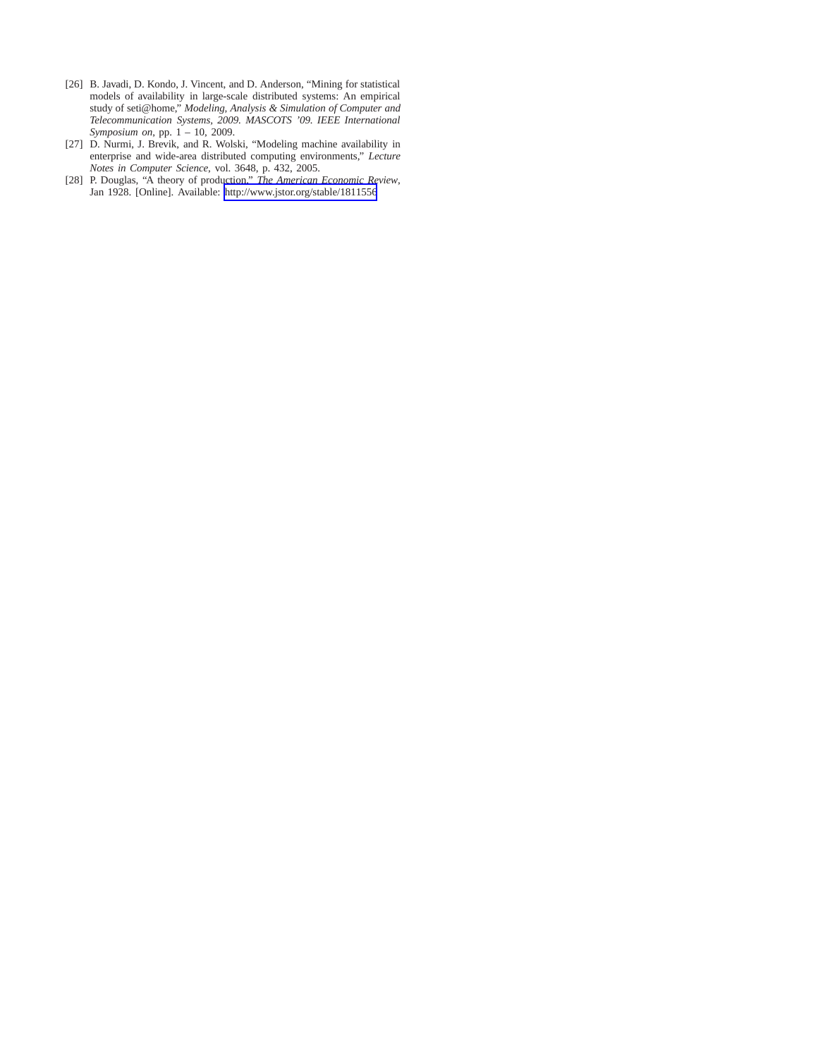[26] B. Javadi, D. Kondo, J. Vincent, and D. Anderson, "Mining for statistical models of availability in large-scale distributed systems: An empirical study of seti@home," *Modeling, Analysis & Simulation of Computer and Telecommunication Systems, 2009. MASCOTS '09. IEEE International Symposium on*, pp. 1 – 10, 2009.

[27] D. Nurmi, J. Brevik, and R. Wolski, "Modeling machine availability in enterprise and wide-area distributed computing environments," *Lecture Notes in Computer Science*, vol. 3648, p. 432, 2005.

[28] P. Douglas, "A theory of production," *The American Economic Review*, Jan 1928. [Online]. Available: http://www.jstor.org/stable/1811556